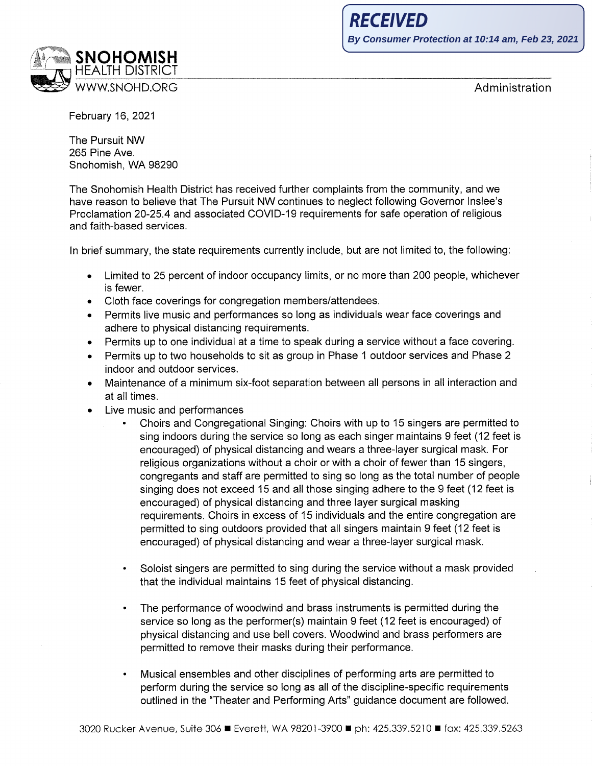**RECEIVED**
*By Consumer Protection at 10:14 am, Feb 23, 2021*

**SNOHOMISH**
HEALTH DISTRICT
WWW.SNOHD.ORG

Administration

February 16, 2021

The Pursuit NW
265 Pine Ave.
Snohomish, WA 98290

The Snohomish Health District has received further complaints from the community, and we have reason to believe that The Pursuit NW continues to neglect following Governor Inslee's Proclamation 20-25.4 and associated COVID-19 requirements for safe operation of religious and faith-based services.

In brief summary, the state requirements currently include, but are not limited to, the following:

- Limited to 25 percent of indoor occupancy limits, or no more than 200 people, whichever is fewer.
- Cloth face coverings for congregation members/attendees.
- Permits live music and performances so long as individuals wear face coverings and adhere to physical distancing requirements.
- Permits up to one individual at a time to speak during a service without a face covering.
- Permits up to two households to sit as group in Phase 1 outdoor services and Phase 2 indoor and outdoor services.
- Maintenance of a minimum six-foot separation between all persons in all interaction and at all times.
- Live music and performances
  - Choirs and Congregational Singing: Choirs with up to 15 singers are permitted to sing indoors during the service so long as each singer maintains 9 feet (12 feet is encouraged) of physical distancing and wears a three-layer surgical mask. For religious organizations without a choir or with a choir of fewer than 15 singers, congregants and staff are permitted to sing so long as the total number of people singing does not exceed 15 and all those singing adhere to the 9 feet (12 feet is encouraged) of physical distancing and three layer surgical masking requirements. Choirs in excess of 15 individuals and the entire congregation are permitted to sing outdoors provided that all singers maintain 9 feet (12 feet is encouraged) of physical distancing and wear a three-layer surgical mask.
  - Soloist singers are permitted to sing during the service without a mask provided that the individual maintains 15 feet of physical distancing.
  - The performance of woodwind and brass instruments is permitted during the service so long as the performer(s) maintain 9 feet (12 feet is encouraged) of physical distancing and use bell covers. Woodwind and brass performers are permitted to remove their masks during their performance.
  - Musical ensembles and other disciplines of performing arts are permitted to perform during the service so long as all of the discipline-specific requirements outlined in the "Theater and Performing Arts" guidance document are followed.

3020 Rucker Avenue, Suite 306 ■ Everett, WA 98201-3900 ■ ph: 425.339.5210 ■ fax: 425.339.5263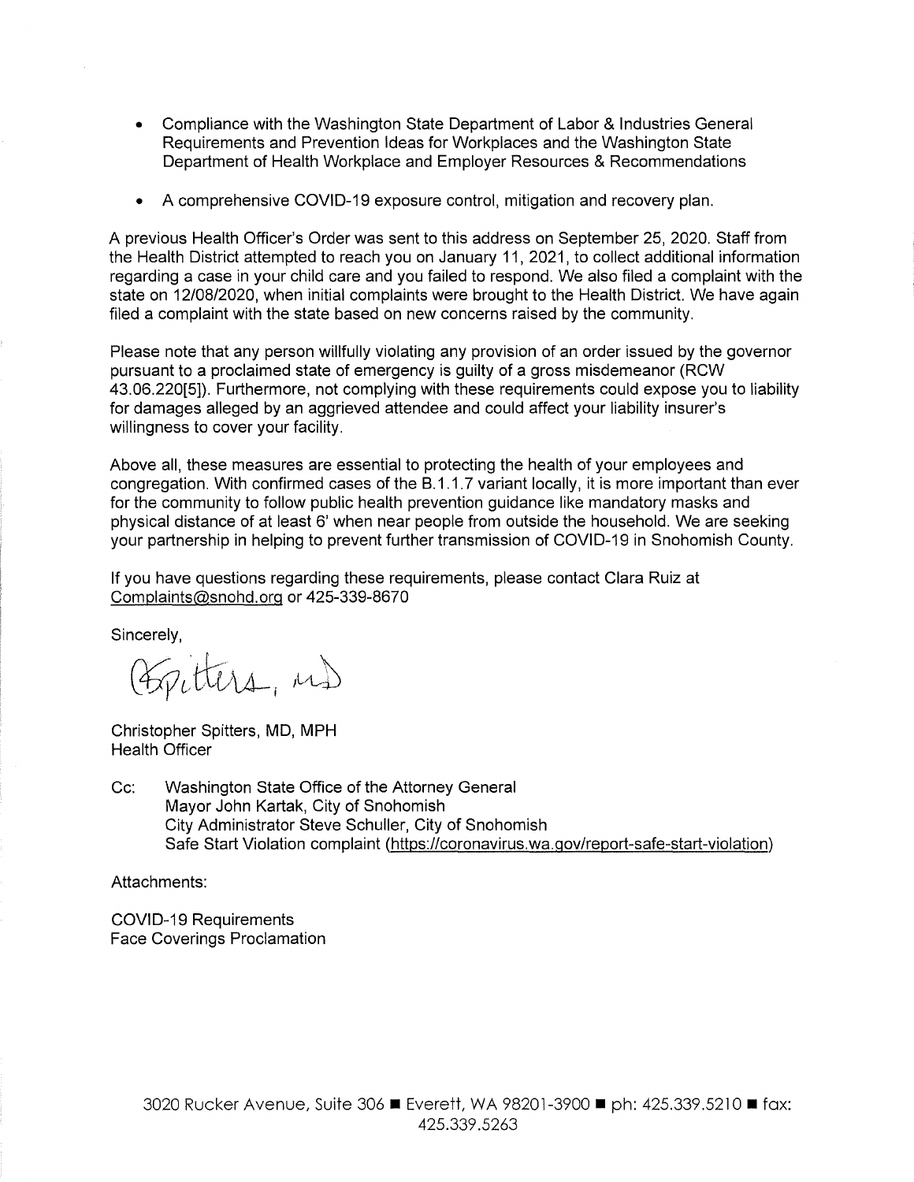- Compliance with the Washington State Department of Labor & Industries General Requirements and Prevention Ideas for Workplaces and the Washington State Department of Health Workplace and Employer Resources & Recommendations

- A comprehensive COVID-19 exposure control, mitigation and recovery plan.

A previous Health Officer's Order was sent to this address on September 25, 2020. Staff from the Health District attempted to reach you on January 11, 2021, to collect additional information regarding a case in your child care and you failed to respond. We also filed a complaint with the state on 12/08/2020, when initial complaints were brought to the Health District. We have again filed a complaint with the state based on new concerns raised by the community.

Please note that any person willfully violating any provision of an order issued by the governor pursuant to a proclaimed state of emergency is guilty of a gross misdemeanor (RCW 43.06.220[5]). Furthermore, not complying with these requirements could expose you to liability for damages alleged by an aggrieved attendee and could affect your liability insurer's willingness to cover your facility.

Above all, these measures are essential to protecting the health of your employees and congregation. With confirmed cases of the B.1.1.7 variant locally, it is more important than ever for the community to follow public health prevention guidance like mandatory masks and physical distance of at least 6' when near people from outside the household. We are seeking your partnership in helping to prevent further transmission of COVID-19 in Snohomish County.

If you have questions regarding these requirements, please contact Clara Ruiz at Complaints@snohd.org or 425-339-8670

Sincerely,

Spitters, MD

Christopher Spitters, MD, MPH
Health Officer

Cc: Washington State Office of the Attorney General
Mayor John Kartak, City of Snohomish
City Administrator Steve Schuller, City of Snohomish
Safe Start Violation complaint (https://coronavirus.wa.gov/report-safe-start-violation)

Attachments:

COVID-19 Requirements
Face Coverings Proclamation

3020 Rucker Avenue, Suite 306 ■ Everett, WA 98201-3900 ■ ph: 425.339.5210 ■ fax: 425.339.5263